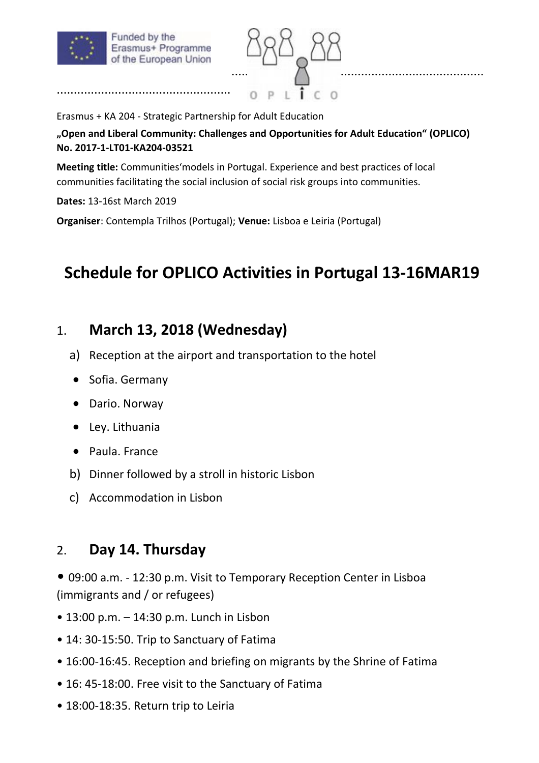Funded by the Erasmus+ Programme of the European Union

OPLICO

Erasmus + KA 204 - Strategic Partnership for Adult Education

**„Open and Liberal Community: Challenges and Opportunities for Adult Education" (OPLICO) No. 2017-1-LT01-KA204-03521**

**Meeting title:** Communities'models in Portugal. Experience and best practices of local communities facilitating the social inclusion of social risk groups into communities.

**Dates:** 13-16st March 2019

**Organiser**: Contempla Trilhos (Portugal); **Venue:** Lisboa e Leiria (Portugal)

# Schedule for OPLICO Activities in Portugal 13-16MAR19

## 1. March 13, 2018 (Wednesday)

a) Reception at the airport and transportation to the hotel

- Sofia. Germany
- Dario. Norway
- Ley. Lithuania
- Paula. France

b) Dinner followed by a stroll in historic Lisbon

c) Accommodation in Lisbon

## 2. Day 14. Thursday

- 09:00 a.m. - 12:30 p.m. Visit to Temporary Reception Center in Lisboa (immigrants and / or refugees)
- 13:00 p.m. – 14:30 p.m. Lunch in Lisbon
- 14: 30-15:50. Trip to Sanctuary of Fatima
- 16:00-16:45. Reception and briefing on migrants by the Shrine of Fatima
- 16: 45-18:00. Free visit to the Sanctuary of Fatima
- 18:00-18:35. Return trip to Leiria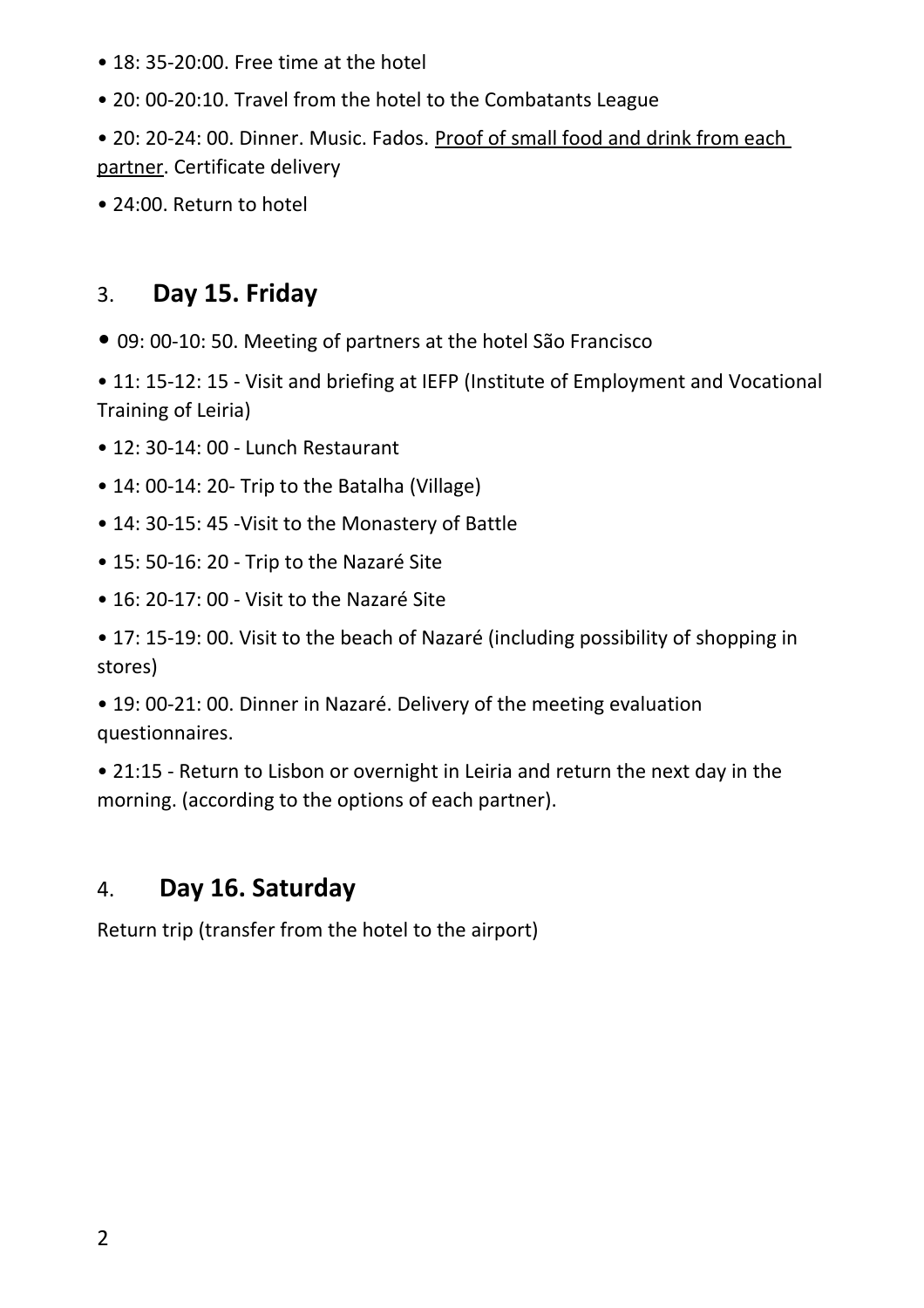- 18: 35-20:00. Free time at the hotel
- 20: 00-20:10. Travel from the hotel to the Combatants League
- 20: 20-24: 00. Dinner. Music. Fados. <u>Proof of small food and drink from each partner</u>. Certificate delivery
- 24:00. Return to hotel

## 3. Day 15. Friday

- 09: 00-10: 50. Meeting of partners at the hotel São Francisco
- 11: 15-12: 15 - Visit and briefing at IEFP (Institute of Employment and Vocational Training of Leiria)
- 12: 30-14: 00 - Lunch Restaurant
- 14: 00-14: 20- Trip to the Batalha (Village)
- 14: 30-15: 45 -Visit to the Monastery of Battle
- 15: 50-16: 20 - Trip to the Nazaré Site
- 16: 20-17: 00 - Visit to the Nazaré Site
- 17: 15-19: 00. Visit to the beach of Nazaré (including possibility of shopping in stores)
- 19: 00-21: 00. Dinner in Nazaré. Delivery of the meeting evaluation questionnaires.
- 21:15 - Return to Lisbon or overnight in Leiria and return the next day in the morning. (according to the options of each partner).

## 4. Day 16. Saturday

Return trip (transfer from the hotel to the airport)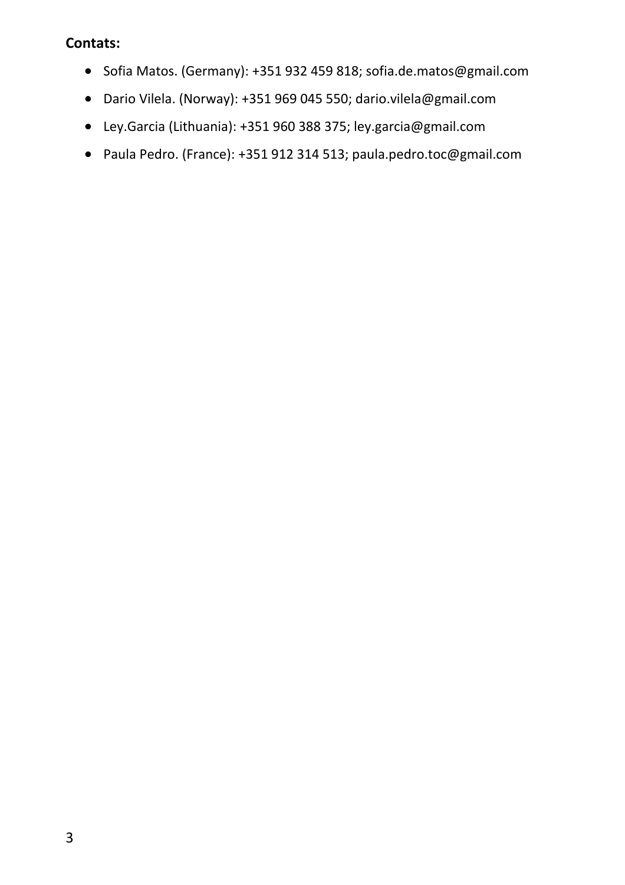**Contats:**

- Sofia Matos. (Germany): +351 932 459 818; sofia.de.matos@gmail.com
- Dario Vilela. (Norway): +351 969 045 550; dario.vilela@gmail.com
- Ley.Garcia (Lithuania): +351 960 388 375; ley.garcia@gmail.com
- Paula Pedro. (France): +351 912 314 513; paula.pedro.toc@gmail.com